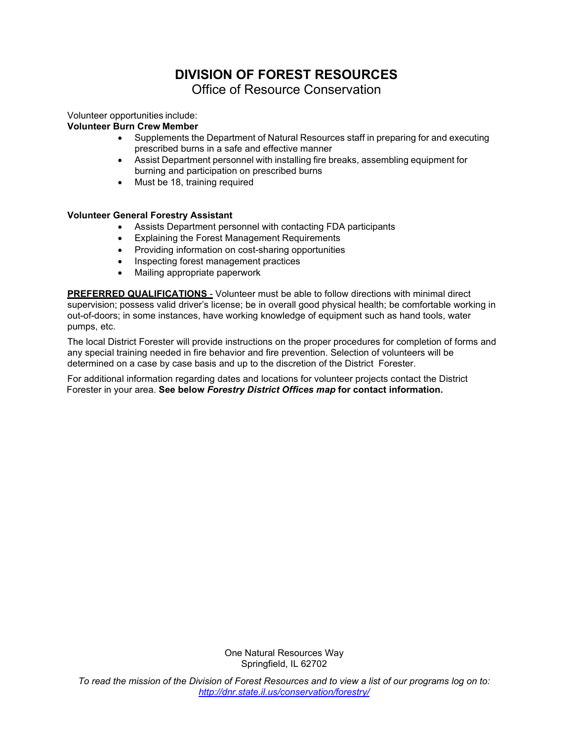# DIVISION OF FOREST RESOURCES

## Office of Resource Conservation

Volunteer opportunities include:

**Volunteer Burn Crew Member**

- Supplements the Department of Natural Resources staff in preparing for and executing prescribed burns in a safe and effective manner
- Assist Department personnel with installing fire breaks, assembling equipment for burning and participation on prescribed burns
- Must be 18, training required

**Volunteer General Forestry Assistant**

- Assists Department personnel with contacting FDA participants
- Explaining the Forest Management Requirements
- Providing information on cost-sharing opportunities
- Inspecting forest management practices
- Mailing appropriate paperwork

**PREFERRED QUALIFICATIONS** - Volunteer must be able to follow directions with minimal direct supervision; possess valid driver's license; be in overall good physical health; be comfortable working in out-of-doors; in some instances, have working knowledge of equipment such as hand tools, water pumps, etc.

The local District Forester will provide instructions on the proper procedures for completion of forms and any special training needed in fire behavior and fire prevention. Selection of volunteers will be determined on a case by case basis and up to the discretion of the District Forester.

For additional information regarding dates and locations for volunteer projects contact the District Forester in your area. **See below *Forestry District Offices map* for contact information.**

One Natural Resources Way
Springfield, IL 62702

*To read the mission of the Division of Forest Resources and to view a list of our programs log on to: http://dnr.state.il.us/conservation/forestry/*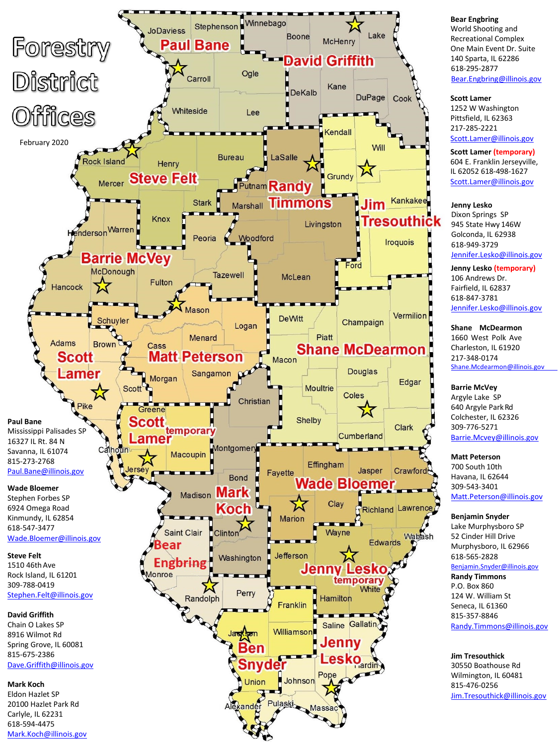# Forestry District Offices

February 2020

**Paul Bane**
Mississippi Palisades SP
16327 IL Rt. 84 N
Savanna, IL 61074
815-273-2768
Paul.Bane@illinois.gov

**Wade Bloemer**
Stephen Forbes SP
6924 Omega Road
Kinmundy, IL 62854
618-547-3477
Wade.Bloemer@illinois.gov

**Steve Felt**
1510 46th Ave
Rock Island, IL 61201
309-788-0419
Stephen.Felt@illinois.gov

**David Griffith**
Chain O Lakes SP
8916 Wilmot Rd
Spring Grove, IL 60081
815-675-2386
Dave.Griffith@illinois.gov

**Mark Koch**
Eldon Hazlet SP
20100 Hazlet Park Rd
Carlyle, IL 62231
618-594-4475
Mark.Koch@illinois.gov

**Bear Engbring**
World Shooting and Recreational Complex
One Main Event Dr. Suite 140 Sparta, IL 62286
618-295-2877
Bear.Engbring@illinois.gov

**Scott Lamer**
1252 W Washington
Pittsfield, IL 62363
217-285-2221
Scott.Lamer@illinois.gov

**Scott Lamer (temporary)**
604 E. Franklin Jerseyville, IL 62052 618-498-1627
Scott.Lamer@illinois.gov

**Jenny Lesko**
Dixon Springs SP
945 State Hwy 146W
Golconda, IL 62938
618-949-3729
Jennifer.Lesko@illinois.gov

**Jenny Lesko (temporary)**
106 Andrews Dr.
Fairfield, IL 62837
618-847-3781
Jennifer.Lesko@illinois.gov

**Shane McDearmon**
1660 West Polk Ave
Charleston, IL 61920
217-348-0174
Shane.Mcdearmon@illinois.gov

**Barrie McVey**
Argyle Lake SP
640 Argyle Park Rd
Colchester, IL 62326
309-776-5271
Barrie.Mcvey@illinois.gov

**Matt Peterson**
700 South 10th
Havana, IL 62644
309-543-3401
Matt.Peterson@illinois.gov

**Benjamin Snyder**
Lake Murphysboro SP
52 Cinder Hill Drive
Murphysboro, IL 62966
618-565-2828
Benjamin.Snyder@illinois.gov

**Randy Timmons**
P.O. Box 860
124 W. William St
Seneca, IL 61360
815-357-8846
Randy.Timmons@illinois.gov

**Jim Tresouthick**
30550 Boathouse Rd
Wilmington, IL 60481
815-476-0256
Jim.Tresouthick@illinois.gov